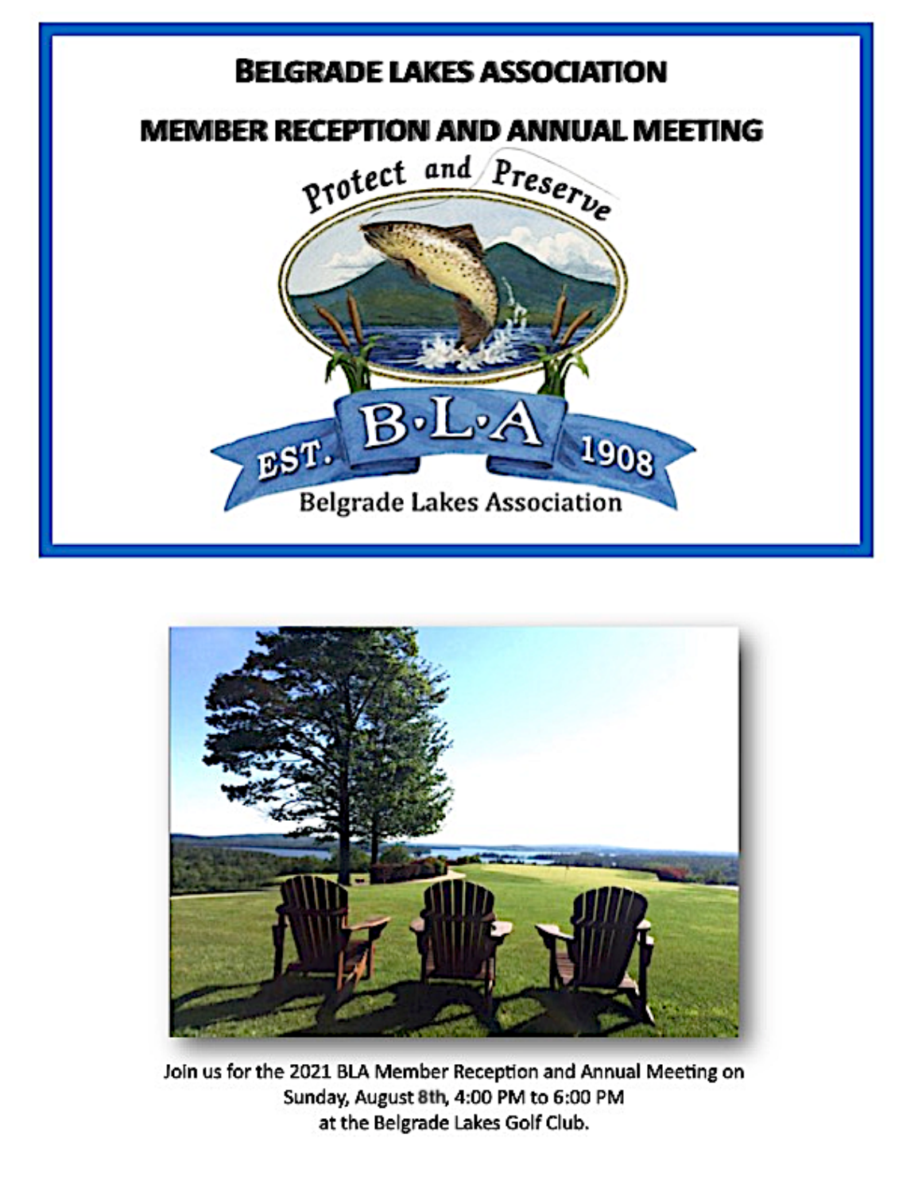# Belgrade Lakes Association

## Member Reception and Annual Meeting

Protect and Preserve

B·L·A

EST. 1908

Belgrade Lakes Association

Join us for the 2021 BLA Member Reception and Annual Meeting on
Sunday, August 8th, 4:00 PM to 6:00 PM
at the Belgrade Lakes Golf Club.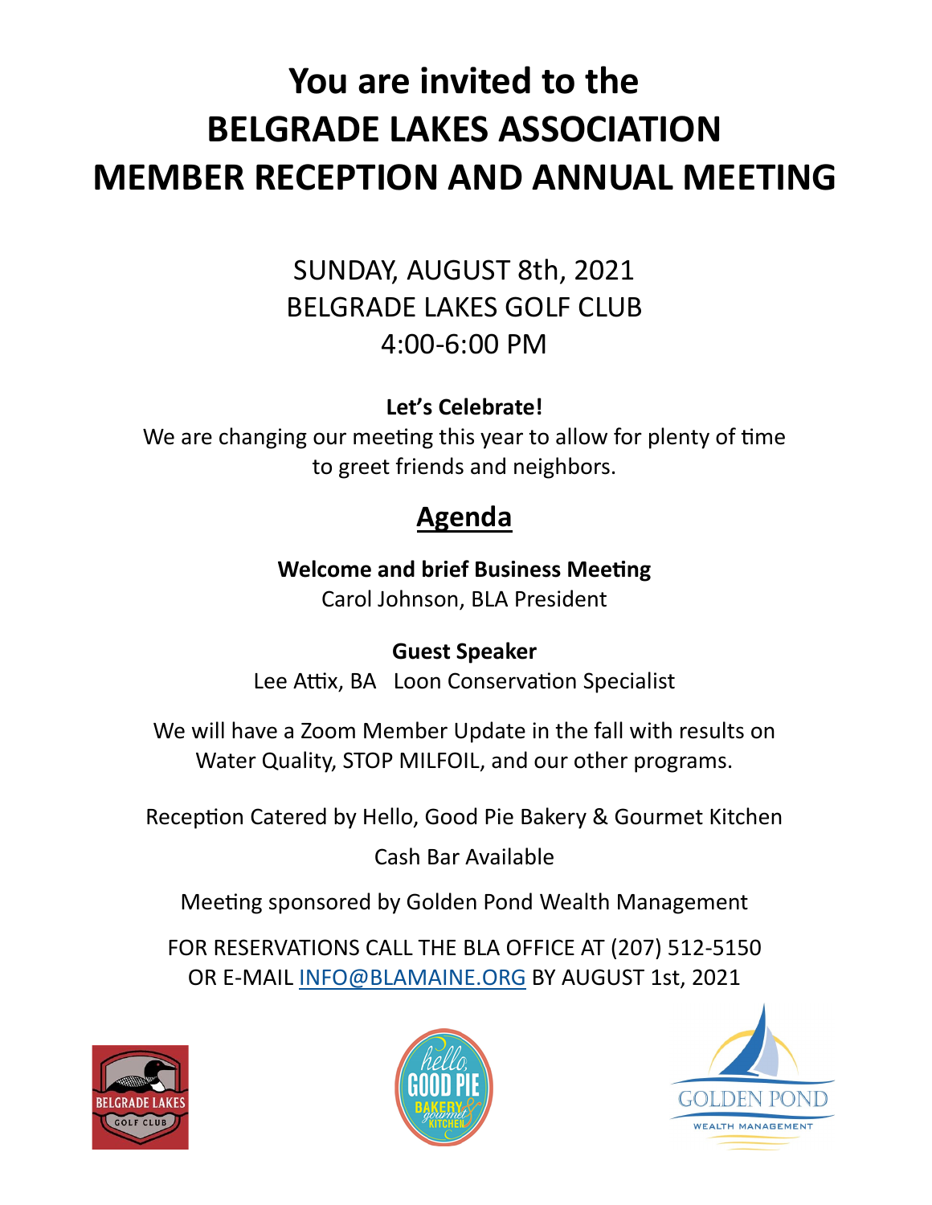# You are invited to the BELGRADE LAKES ASSOCIATION MEMBER RECEPTION AND ANNUAL MEETING

SUNDAY, AUGUST 8th, 2021
BELGRADE LAKES GOLF CLUB
4:00-6:00 PM

**Let's Celebrate!**

We are changing our meeting this year to allow for plenty of time to greet friends and neighbors.

## Agenda

**Welcome and brief Business Meeting**
Carol Johnson, BLA President

**Guest Speaker**
Lee Attix, BA Loon Conservation Specialist

We will have a Zoom Member Update in the fall with results on Water Quality, STOP MILFOIL, and our other programs.

Reception Catered by Hello, Good Pie Bakery & Gourmet Kitchen

Cash Bar Available

Meeting sponsored by Golden Pond Wealth Management

FOR RESERVATIONS CALL THE BLA OFFICE AT (207) 512-5150
OR E-MAIL INFO@BLAMAINE.ORG BY AUGUST 1st, 2021

BELGRADE LAKES GOLF CLUB

hello, GOOD PIE BAKERY & gourmet KITCHEN

GOLDEN POND WEALTH MANAGEMENT